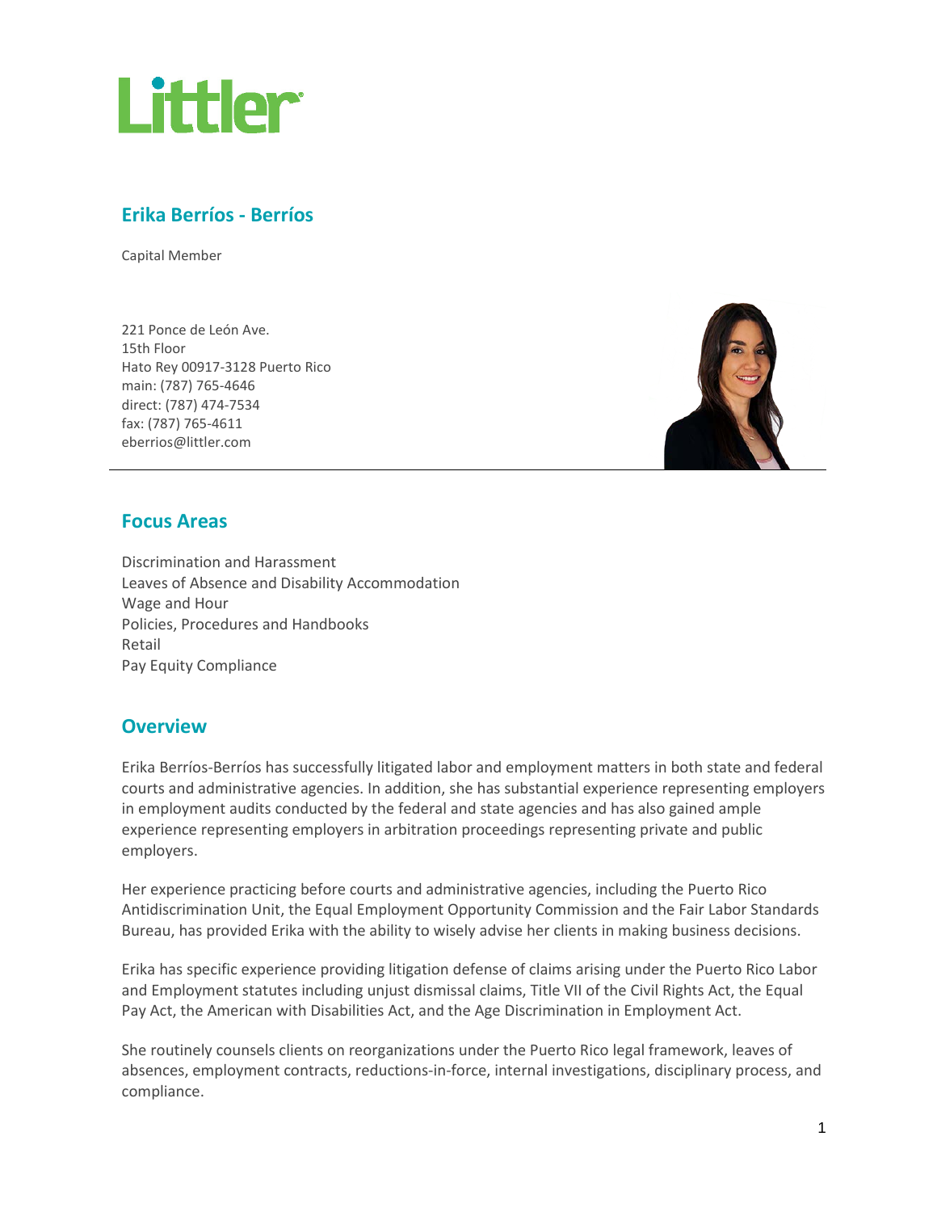# Erika Berríos - Berríos

Capital Member

221 Ponce de León Ave.
15th Floor
Hato Rey 00917-3128 Puerto Rico
main: (787) 765-4646
direct: (787) 474-7534
fax: (787) 765-4611
eberrios@littler.com

## Focus Areas

Discrimination and Harassment
Leaves of Absence and Disability Accommodation
Wage and Hour
Policies, Procedures and Handbooks
Retail
Pay Equity Compliance

## Overview

Erika Berríos-Berríos has successfully litigated labor and employment matters in both state and federal courts and administrative agencies. In addition, she has substantial experience representing employers in employment audits conducted by the federal and state agencies and has also gained ample experience representing employers in arbitration proceedings representing private and public employers.

Her experience practicing before courts and administrative agencies, including the Puerto Rico Antidiscrimination Unit, the Equal Employment Opportunity Commission and the Fair Labor Standards Bureau, has provided Erika with the ability to wisely advise her clients in making business decisions.

Erika has specific experience providing litigation defense of claims arising under the Puerto Rico Labor and Employment statutes including unjust dismissal claims, Title VII of the Civil Rights Act, the Equal Pay Act, the American with Disabilities Act, and the Age Discrimination in Employment Act.

She routinely counsels clients on reorganizations under the Puerto Rico legal framework, leaves of absences, employment contracts, reductions-in-force, internal investigations, disciplinary process, and compliance.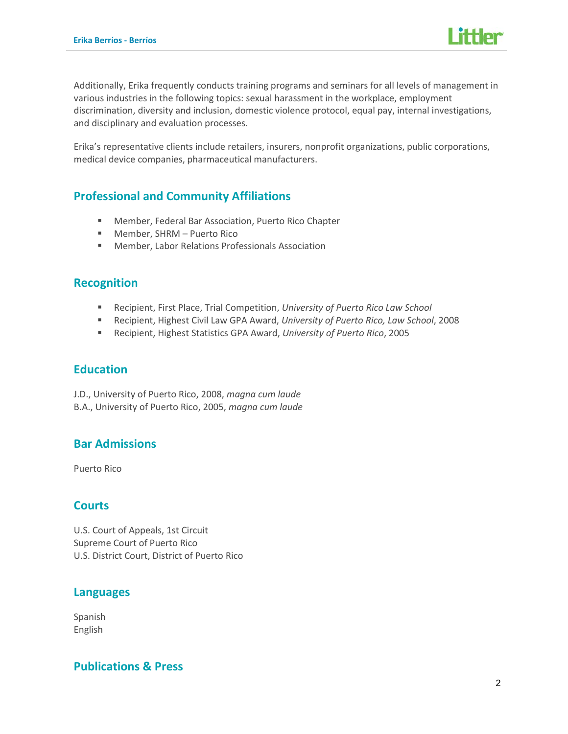Additionally, Erika frequently conducts training programs and seminars for all levels of management in various industries in the following topics: sexual harassment in the workplace, employment discrimination, diversity and inclusion, domestic violence protocol, equal pay, internal investigations, and disciplinary and evaluation processes.

Erika's representative clients include retailers, insurers, nonprofit organizations, public corporations, medical device companies, pharmaceutical manufacturers.

## Professional and Community Affiliations

- Member, Federal Bar Association, Puerto Rico Chapter
- Member, SHRM – Puerto Rico
- Member, Labor Relations Professionals Association

## Recognition

- Recipient, First Place, Trial Competition, *University of Puerto Rico Law School*
- Recipient, Highest Civil Law GPA Award, *University of Puerto Rico, Law School*, 2008
- Recipient, Highest Statistics GPA Award, *University of Puerto Rico*, 2005

## Education

J.D., University of Puerto Rico, 2008, *magna cum laude*
B.A., University of Puerto Rico, 2005, *magna cum laude*

## Bar Admissions

Puerto Rico

## Courts

U.S. Court of Appeals, 1st Circuit
Supreme Court of Puerto Rico
U.S. District Court, District of Puerto Rico

## Languages

Spanish
English

## Publications & Press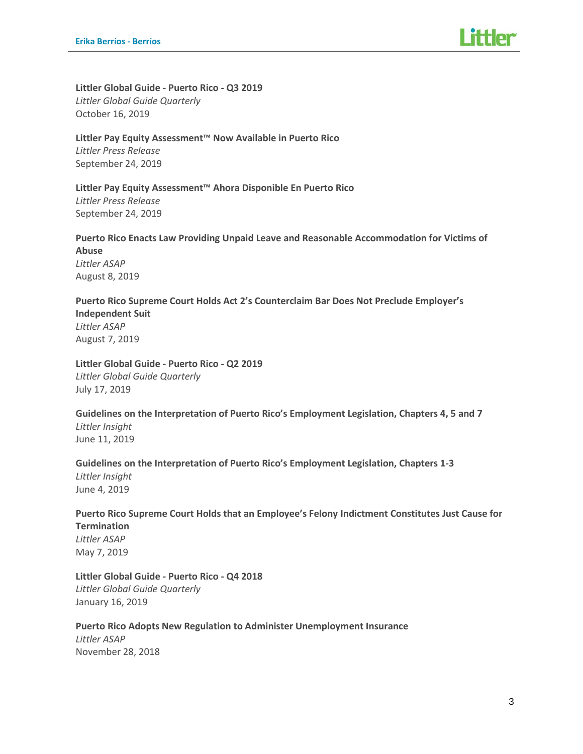**Littler Global Guide - Puerto Rico - Q3 2019**
*Littler Global Guide Quarterly*
October 16, 2019

**Littler Pay Equity Assessment™ Now Available in Puerto Rico**
*Littler Press Release*
September 24, 2019

**Littler Pay Equity Assessment™ Ahora Disponible En Puerto Rico**
*Littler Press Release*
September 24, 2019

**Puerto Rico Enacts Law Providing Unpaid Leave and Reasonable Accommodation for Victims of Abuse**
*Littler ASAP*
August 8, 2019

**Puerto Rico Supreme Court Holds Act 2's Counterclaim Bar Does Not Preclude Employer's Independent Suit**
*Littler ASAP*
August 7, 2019

**Littler Global Guide - Puerto Rico - Q2 2019**
*Littler Global Guide Quarterly*
July 17, 2019

**Guidelines on the Interpretation of Puerto Rico's Employment Legislation, Chapters 4, 5 and 7**
*Littler Insight*
June 11, 2019

**Guidelines on the Interpretation of Puerto Rico's Employment Legislation, Chapters 1-3**
*Littler Insight*
June 4, 2019

**Puerto Rico Supreme Court Holds that an Employee's Felony Indictment Constitutes Just Cause for Termination**
*Littler ASAP*
May 7, 2019

**Littler Global Guide - Puerto Rico - Q4 2018**
*Littler Global Guide Quarterly*
January 16, 2019

**Puerto Rico Adopts New Regulation to Administer Unemployment Insurance**
*Littler ASAP*
November 28, 2018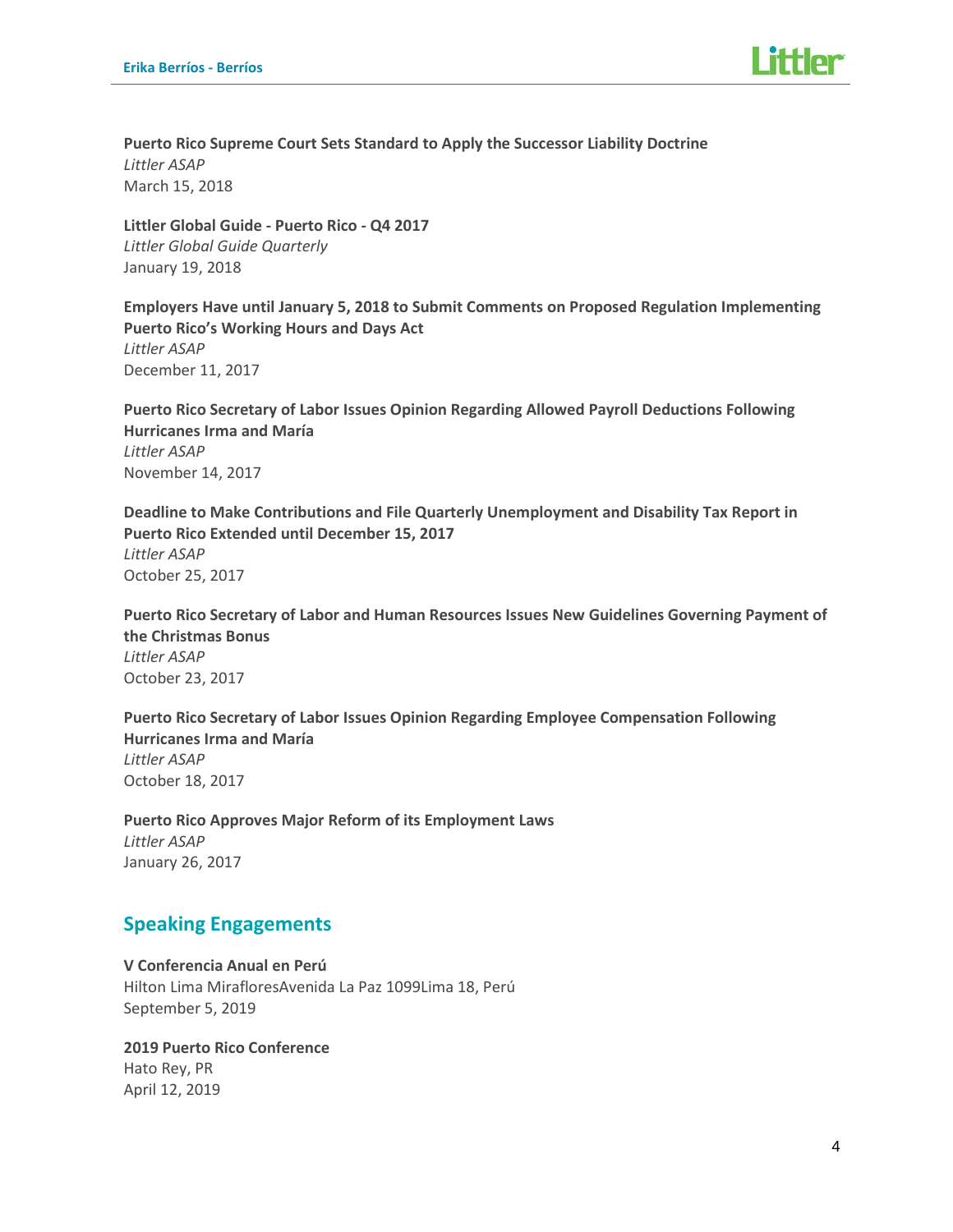**Puerto Rico Supreme Court Sets Standard to Apply the Successor Liability Doctrine**
*Littler ASAP*
March 15, 2018

**Littler Global Guide - Puerto Rico - Q4 2017**
*Littler Global Guide Quarterly*
January 19, 2018

**Employers Have until January 5, 2018 to Submit Comments on Proposed Regulation Implementing Puerto Rico's Working Hours and Days Act**
*Littler ASAP*
December 11, 2017

**Puerto Rico Secretary of Labor Issues Opinion Regarding Allowed Payroll Deductions Following Hurricanes Irma and María**
*Littler ASAP*
November 14, 2017

**Deadline to Make Contributions and File Quarterly Unemployment and Disability Tax Report in Puerto Rico Extended until December 15, 2017**
*Littler ASAP*
October 25, 2017

**Puerto Rico Secretary of Labor and Human Resources Issues New Guidelines Governing Payment of the Christmas Bonus**
*Littler ASAP*
October 23, 2017

**Puerto Rico Secretary of Labor Issues Opinion Regarding Employee Compensation Following Hurricanes Irma and María**
*Littler ASAP*
October 18, 2017

**Puerto Rico Approves Major Reform of its Employment Laws**
*Littler ASAP*
January 26, 2017

## Speaking Engagements

**V Conferencia Anual en Perú**
Hilton Lima MirafloresAvenida La Paz 1099Lima 18, Perú
September 5, 2019

**2019 Puerto Rico Conference**
Hato Rey, PR
April 12, 2019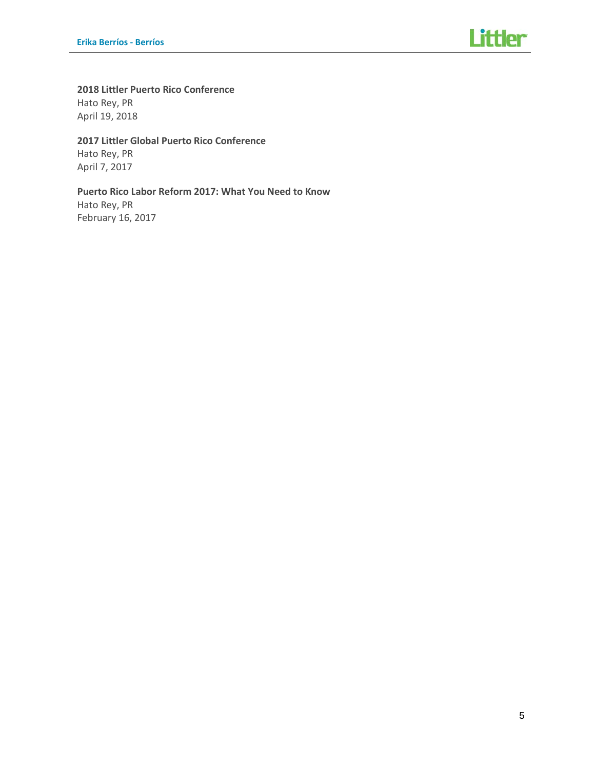**2018 Littler Puerto Rico Conference**
Hato Rey, PR
April 19, 2018

**2017 Littler Global Puerto Rico Conference**
Hato Rey, PR
April 7, 2017

**Puerto Rico Labor Reform 2017: What You Need to Know**
Hato Rey, PR
February 16, 2017